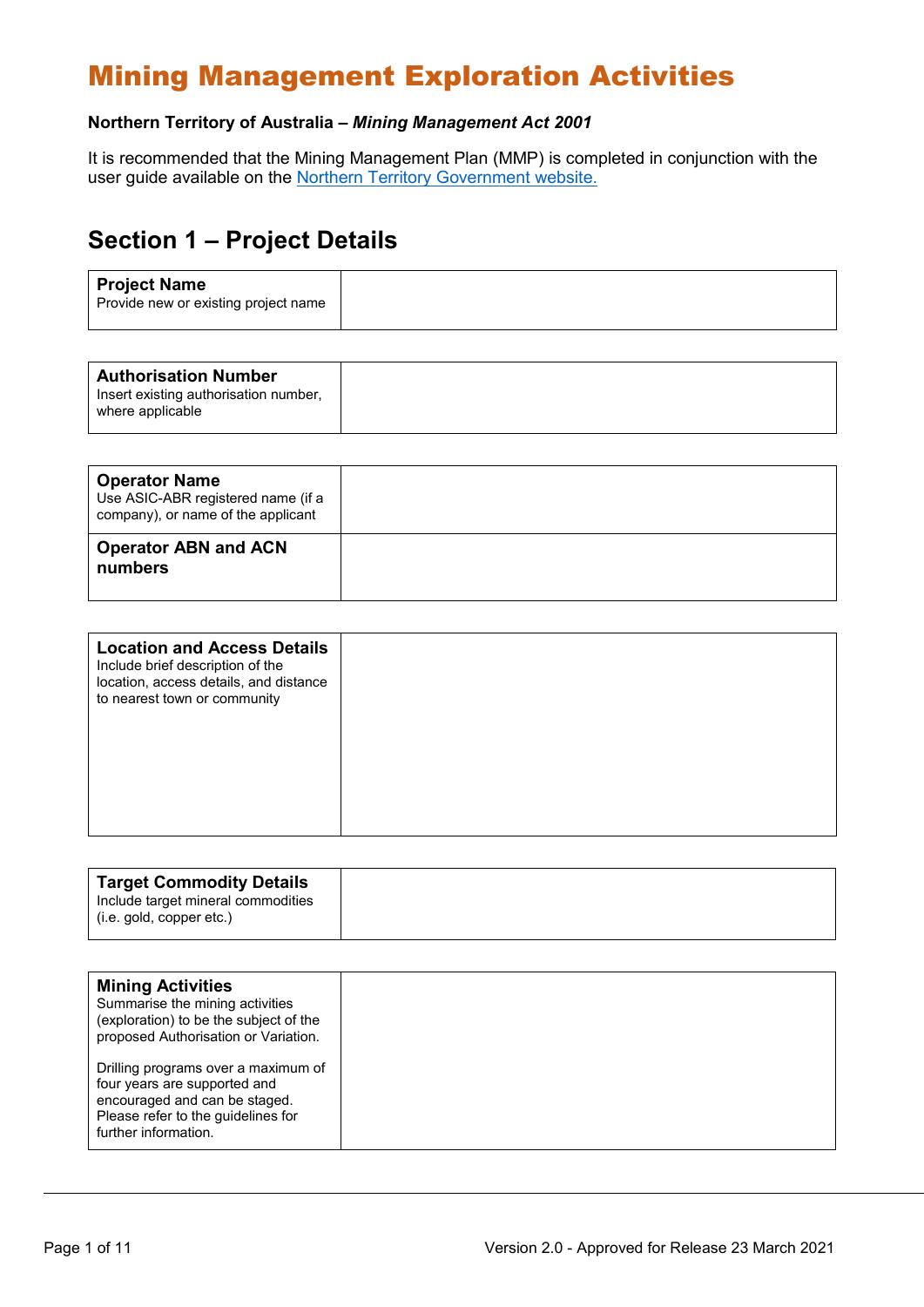# Mining Management Exploration Activities

**Northern Territory of Australia – *Mining Management Act 2001***

It is recommended that the Mining Management Plan (MMP) is completed in conjunction with the user guide available on the Northern Territory Government website.

## Section 1 – Project Details

| **Project Name**<br>Provide new or existing project name | |
|---|---|

| **Authorisation Number**<br>Insert existing authorisation number, where applicable | |
|---|---|

| **Operator Name**<br>Use ASIC-ABR registered name (if a company), or name of the applicant | |
|---|---|
| **Operator ABN and ACN numbers** | |

| **Location and Access Details**<br>Include brief description of the location, access details, and distance to nearest town or community | |
|---|---|

| **Target Commodity Details**<br>Include target mineral commodities (i.e. gold, copper etc.) | |
|---|---|

| **Mining Activities**<br>Summarise the mining activities (exploration) to be the subject of the proposed Authorisation or Variation.<br><br>Drilling programs over a maximum of four years are supported and encouraged and can be staged. Please refer to the guidelines for further information. | |
|---|---|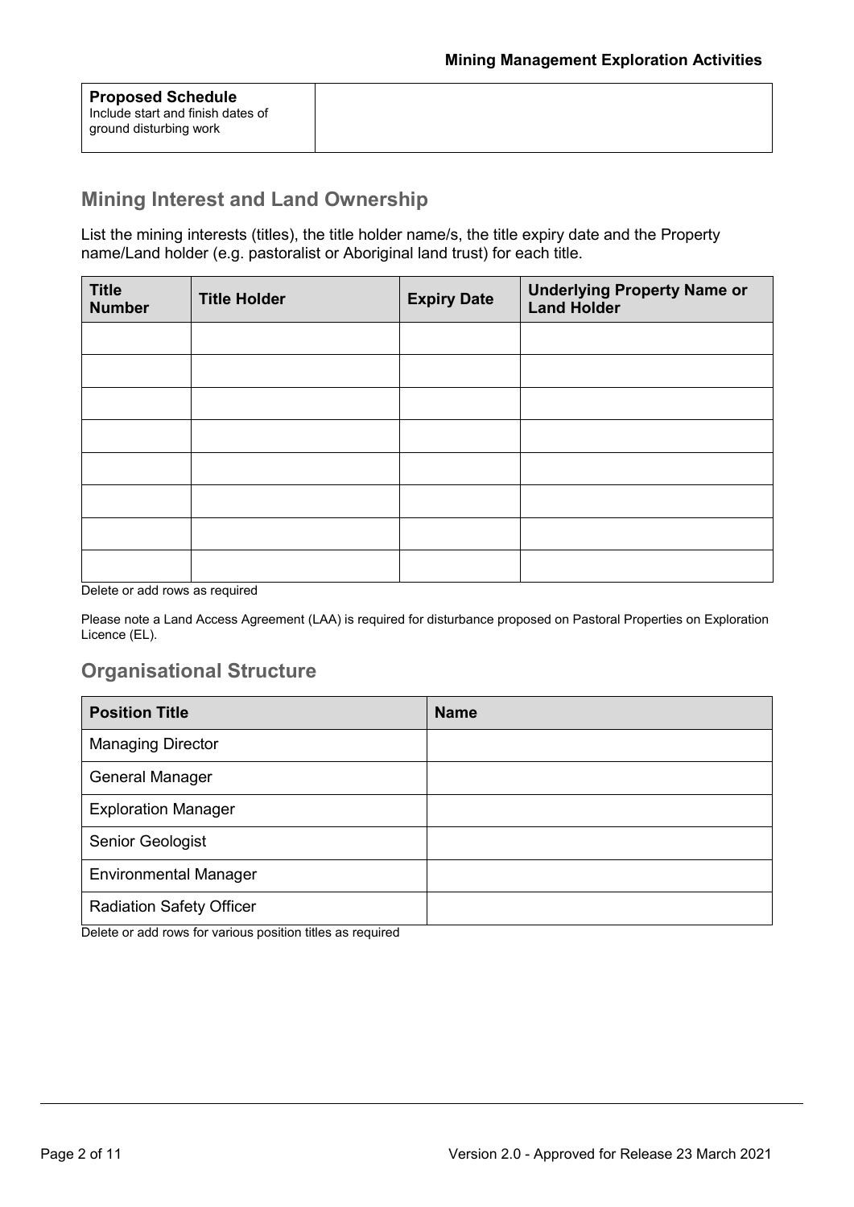| **Proposed Schedule** Include start and finish dates of ground disturbing work | |
|---|---|

## Mining Interest and Land Ownership

List the mining interests (titles), the title holder name/s, the title expiry date and the Property name/Land holder (e.g. pastoralist or Aboriginal land trust) for each title.

| Title Number | Title Holder | Expiry Date | Underlying Property Name or Land Holder |
|---|---|---|---|
| | | | |
| | | | |
| | | | |
| | | | |
| | | | |
| | | | |
| | | | |
| | | | |

Delete or add rows as required

Please note a Land Access Agreement (LAA) is required for disturbance proposed on Pastoral Properties on Exploration Licence (EL).

## Organisational Structure

| Position Title | Name |
|---|---|
| Managing Director | |
| General Manager | |
| Exploration Manager | |
| Senior Geologist | |
| Environmental Manager | |
| Radiation Safety Officer | |

Delete or add rows for various position titles as required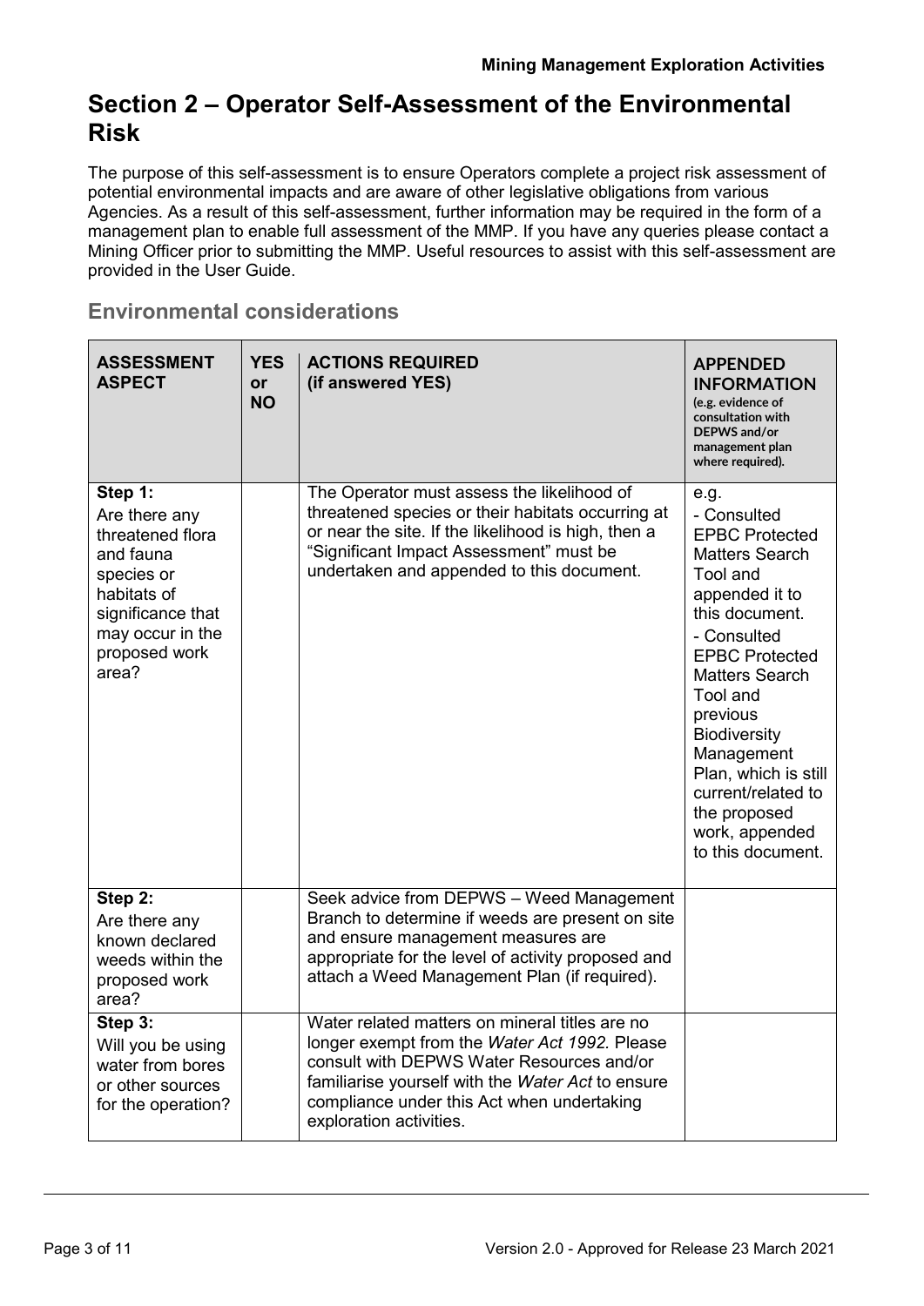## Section 2 – Operator Self-Assessment of the Environmental Risk

The purpose of this self-assessment is to ensure Operators complete a project risk assessment of potential environmental impacts and are aware of other legislative obligations from various Agencies. As a result of this self-assessment, further information may be required in the form of a management plan to enable full assessment of the MMP. If you have any queries please contact a Mining Officer prior to submitting the MMP. Useful resources to assist with this self-assessment are provided in the User Guide.

### Environmental considerations

| ASSESSMENT ASPECT | YES or NO | ACTIONS REQUIRED (if answered YES) | APPENDED INFORMATION (e.g. evidence of consultation with DEPWS and/or management plan where required). |
|---|---|---|---|
| **Step 1:** Are there any threatened flora and fauna species or habitats of significance that may occur in the proposed work area? | | The Operator must assess the likelihood of threatened species or their habitats occurring at or near the site. If the likelihood is high, then a "Significant Impact Assessment" must be undertaken and appended to this document. | e.g.<br>- Consulted EPBC Protected Matters Search Tool and appended it to this document.<br>- Consulted EPBC Protected Matters Search Tool and previous Biodiversity Management Plan, which is still current/related to the proposed work, appended to this document. |
| **Step 2:** Are there any known declared weeds within the proposed work area? | | Seek advice from DEPWS – Weed Management Branch to determine if weeds are present on site and ensure management measures are appropriate for the level of activity proposed and attach a Weed Management Plan (if required). | |
| **Step 3:** Will you be using water from bores or other sources for the operation? | | Water related matters on mineral titles are no longer exempt from the *Water Act 1992.* Please consult with DEPWS Water Resources and/or familiarise yourself with the *Water Act* to ensure compliance under this Act when undertaking exploration activities. | |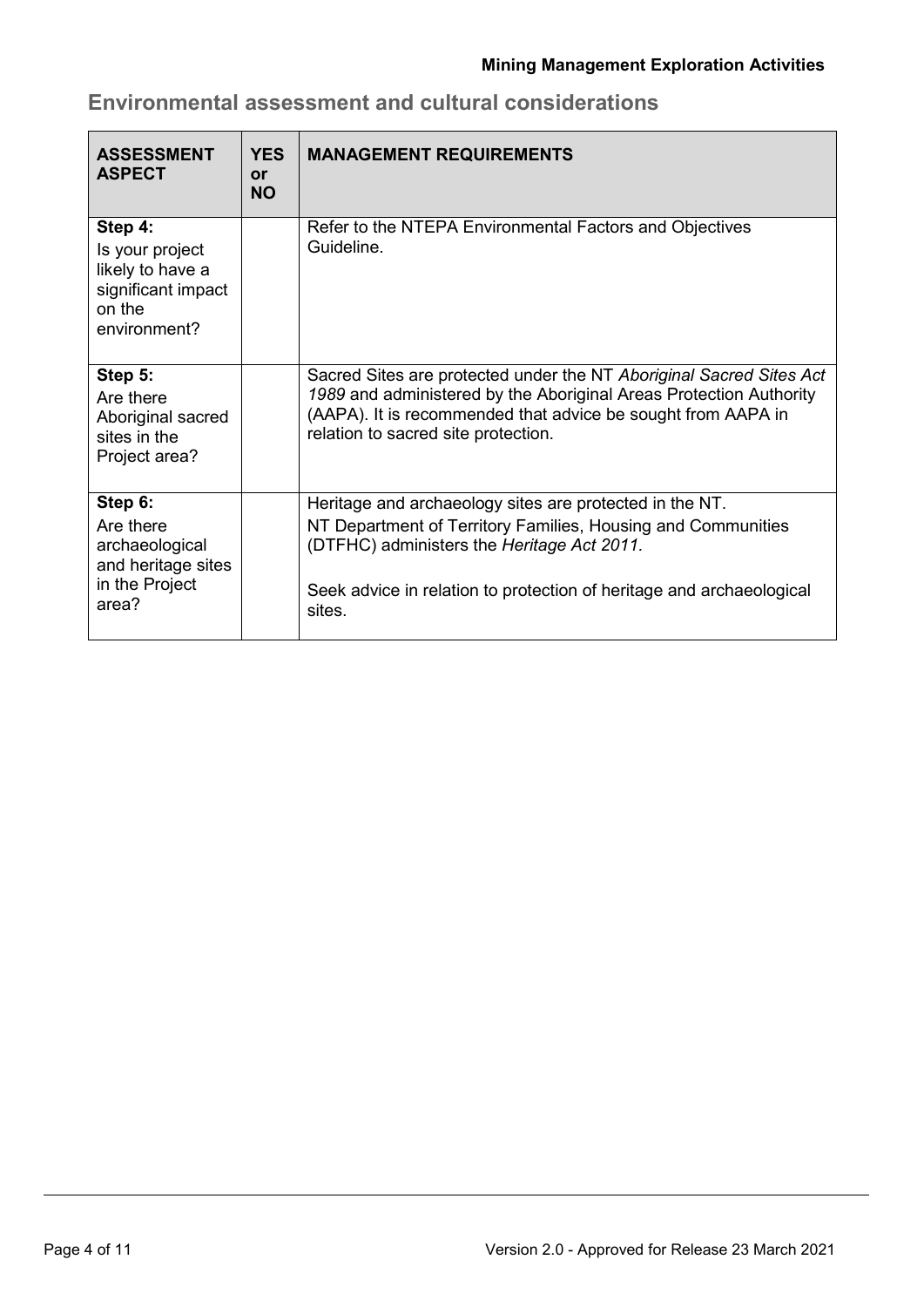## Environmental assessment and cultural considerations

| ASSESSMENT ASPECT | YES or NO | MANAGEMENT REQUIREMENTS |
|---|---|---|
| **Step 4:** Is your project likely to have a significant impact on the environment? | | Refer to the NTEPA Environmental Factors and Objectives Guideline. |
| **Step 5:** Are there Aboriginal sacred sites in the Project area? | | Sacred Sites are protected under the NT *Aboriginal Sacred Sites Act 1989* and administered by the Aboriginal Areas Protection Authority (AAPA). It is recommended that advice be sought from AAPA in relation to sacred site protection. |
| **Step 6:** Are there archaeological and heritage sites in the Project area? | | Heritage and archaeology sites are protected in the NT. NT Department of Territory Families, Housing and Communities (DTFHC) administers the *Heritage Act 2011.* Seek advice in relation to protection of heritage and archaeological sites. |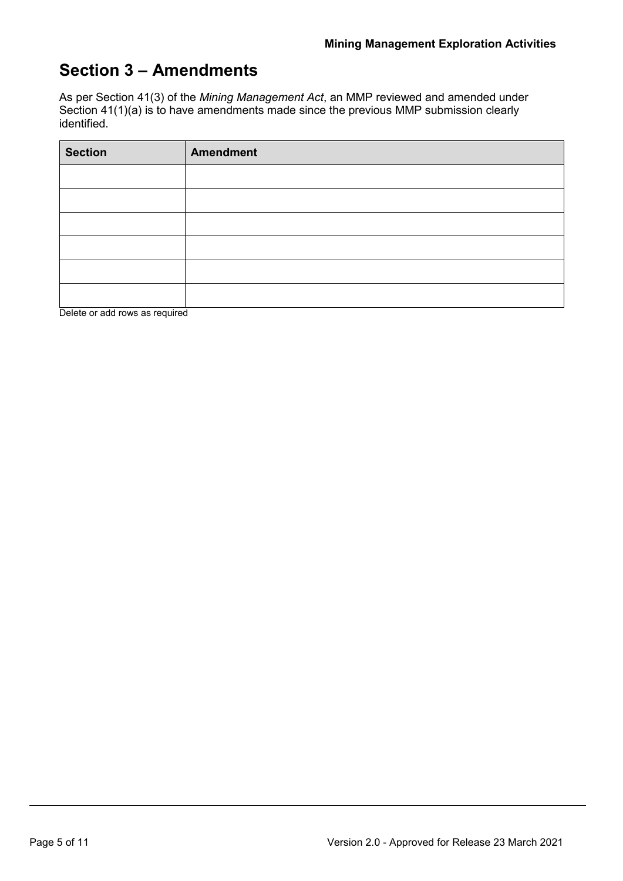## Section 3 – Amendments

As per Section 41(3) of the *Mining Management Act*, an MMP reviewed and amended under Section 41(1)(a) is to have amendments made since the previous MMP submission clearly identified.

| Section | Amendment |
|---|---|
| | |
| | |
| | |
| | |
| | |
| | |

Delete or add rows as required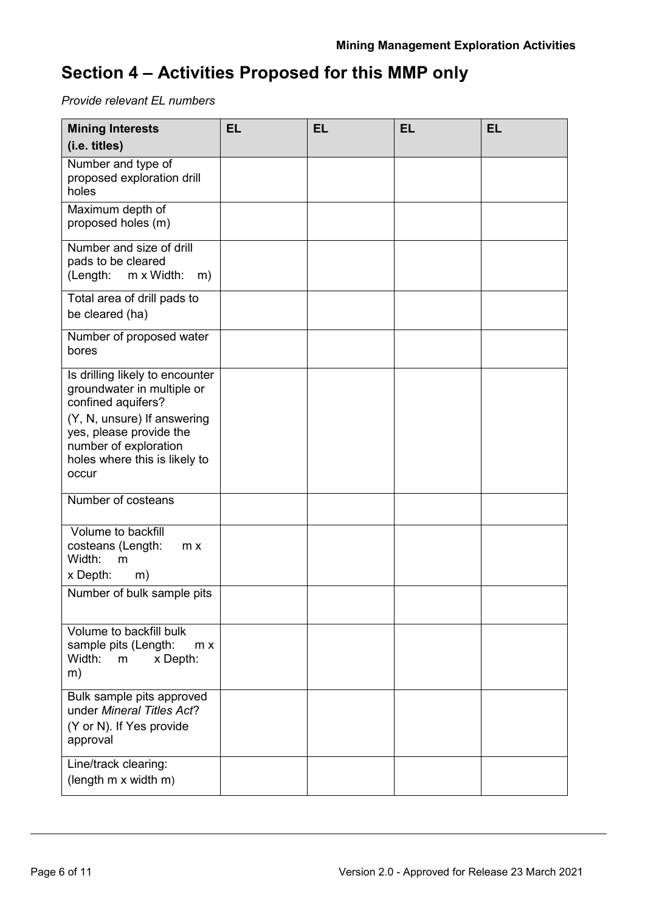# Section 4 – Activities Proposed for this MMP only

*Provide relevant EL numbers*

| **Mining Interests (i.e. titles)** | **EL** | **EL** | **EL** | **EL** |
|---|---|---|---|---|
| Number and type of proposed exploration drill holes | | | | |
| Maximum depth of proposed holes (m) | | | | |
| Number and size of drill pads to be cleared (Length: m x Width: m) | | | | |
| Total area of drill pads to be cleared (ha) | | | | |
| Number of proposed water bores | | | | |
| Is drilling likely to encounter groundwater in multiple or confined aquifers? (Y, N, unsure) If answering yes, please provide the number of exploration holes where this is likely to occur | | | | |
| Number of costeans | | | | |
| Volume to backfill costeans (Length: m x Width: m x Depth: m) | | | | |
| Number of bulk sample pits | | | | |
| Volume to backfill bulk sample pits (Length: m x Width: m x Depth: m) | | | | |
| Bulk sample pits approved under *Mineral Titles Act*? (Y or N). If Yes provide approval | | | | |
| Line/track clearing: (length m x width m) | | | | |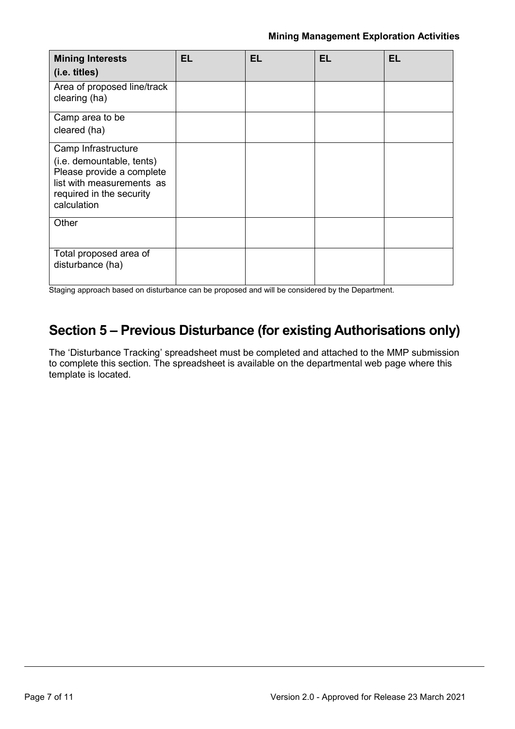| Mining Interests (i.e. titles) | EL | EL | EL | EL |
| --- | --- | --- | --- | --- |
| Area of proposed line/track clearing (ha) | | | | |
| Camp area to be cleared (ha) | | | | |
| Camp Infrastructure (i.e. demountable, tents) Please provide a complete list with measurements as required in the security calculation | | | | |
| Other | | | | |
| Total proposed area of disturbance (ha) | | | | |

Staging approach based on disturbance can be proposed and will be considered by the Department.

## Section 5 – Previous Disturbance (for existing Authorisations only)

The 'Disturbance Tracking' spreadsheet must be completed and attached to the MMP submission to complete this section. The spreadsheet is available on the departmental web page where this template is located.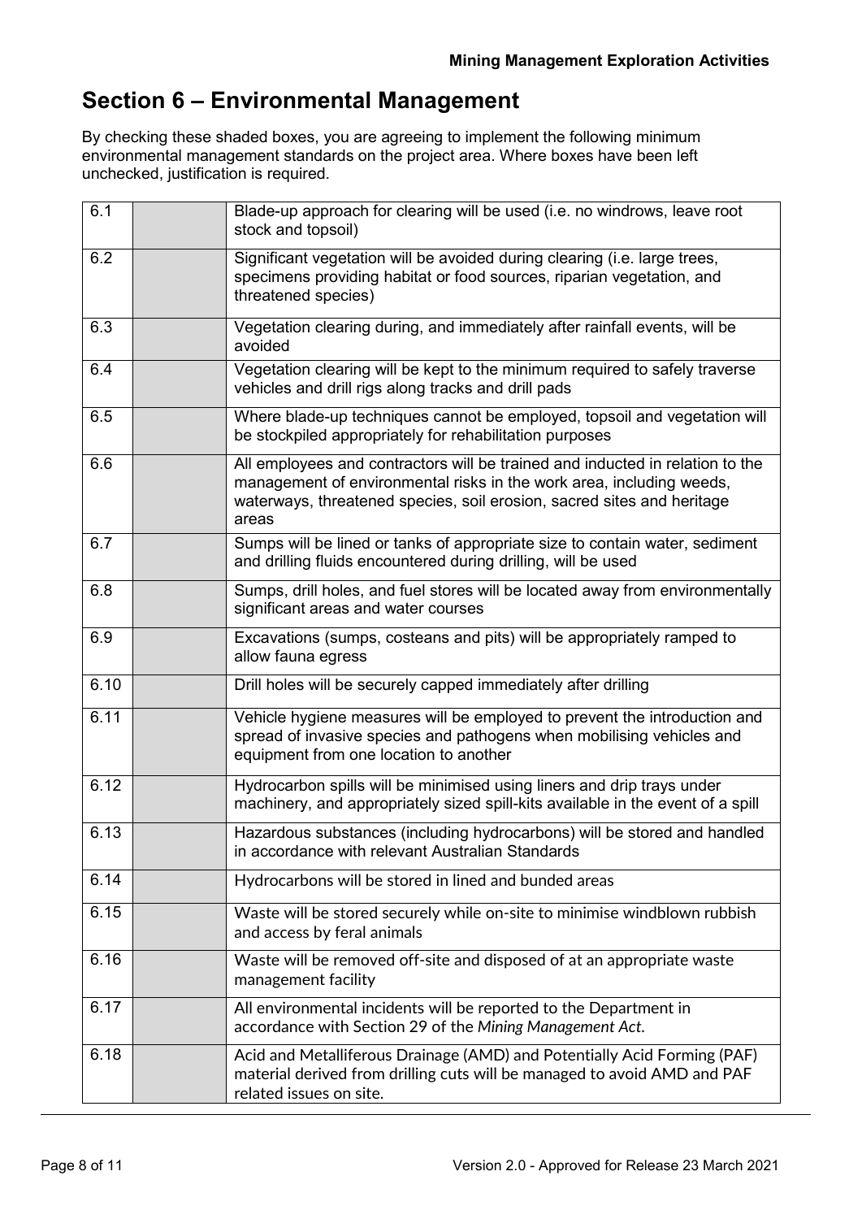## Section 6 – Environmental Management

By checking these shaded boxes, you are agreeing to implement the following minimum environmental management standards on the project area. Where boxes have been left unchecked, justification is required.

| | | |
|---|---|---|
| 6.1 | | Blade-up approach for clearing will be used (i.e. no windrows, leave root stock and topsoil) |
| 6.2 | | Significant vegetation will be avoided during clearing (i.e. large trees, specimens providing habitat or food sources, riparian vegetation, and threatened species) |
| 6.3 | | Vegetation clearing during, and immediately after rainfall events, will be avoided |
| 6.4 | | Vegetation clearing will be kept to the minimum required to safely traverse vehicles and drill rigs along tracks and drill pads |
| 6.5 | | Where blade-up techniques cannot be employed, topsoil and vegetation will be stockpiled appropriately for rehabilitation purposes |
| 6.6 | | All employees and contractors will be trained and inducted in relation to the management of environmental risks in the work area, including weeds, waterways, threatened species, soil erosion, sacred sites and heritage areas |
| 6.7 | | Sumps will be lined or tanks of appropriate size to contain water, sediment and drilling fluids encountered during drilling, will be used |
| 6.8 | | Sumps, drill holes, and fuel stores will be located away from environmentally significant areas and water courses |
| 6.9 | | Excavations (sumps, costeans and pits) will be appropriately ramped to allow fauna egress |
| 6.10 | | Drill holes will be securely capped immediately after drilling |
| 6.11 | | Vehicle hygiene measures will be employed to prevent the introduction and spread of invasive species and pathogens when mobilising vehicles and equipment from one location to another |
| 6.12 | | Hydrocarbon spills will be minimised using liners and drip trays under machinery, and appropriately sized spill-kits available in the event of a spill |
| 6.13 | | Hazardous substances (including hydrocarbons) will be stored and handled in accordance with relevant Australian Standards |
| 6.14 | | Hydrocarbons will be stored in lined and bunded areas |
| 6.15 | | Waste will be stored securely while on-site to minimise windblown rubbish and access by feral animals |
| 6.16 | | Waste will be removed off-site and disposed of at an appropriate waste management facility |
| 6.17 | | All environmental incidents will be reported to the Department in accordance with Section 29 of the *Mining Management Act*. |
| 6.18 | | Acid and Metalliferous Drainage (AMD) and Potentially Acid Forming (PAF) material derived from drilling cuts will be managed to avoid AMD and PAF related issues on site. |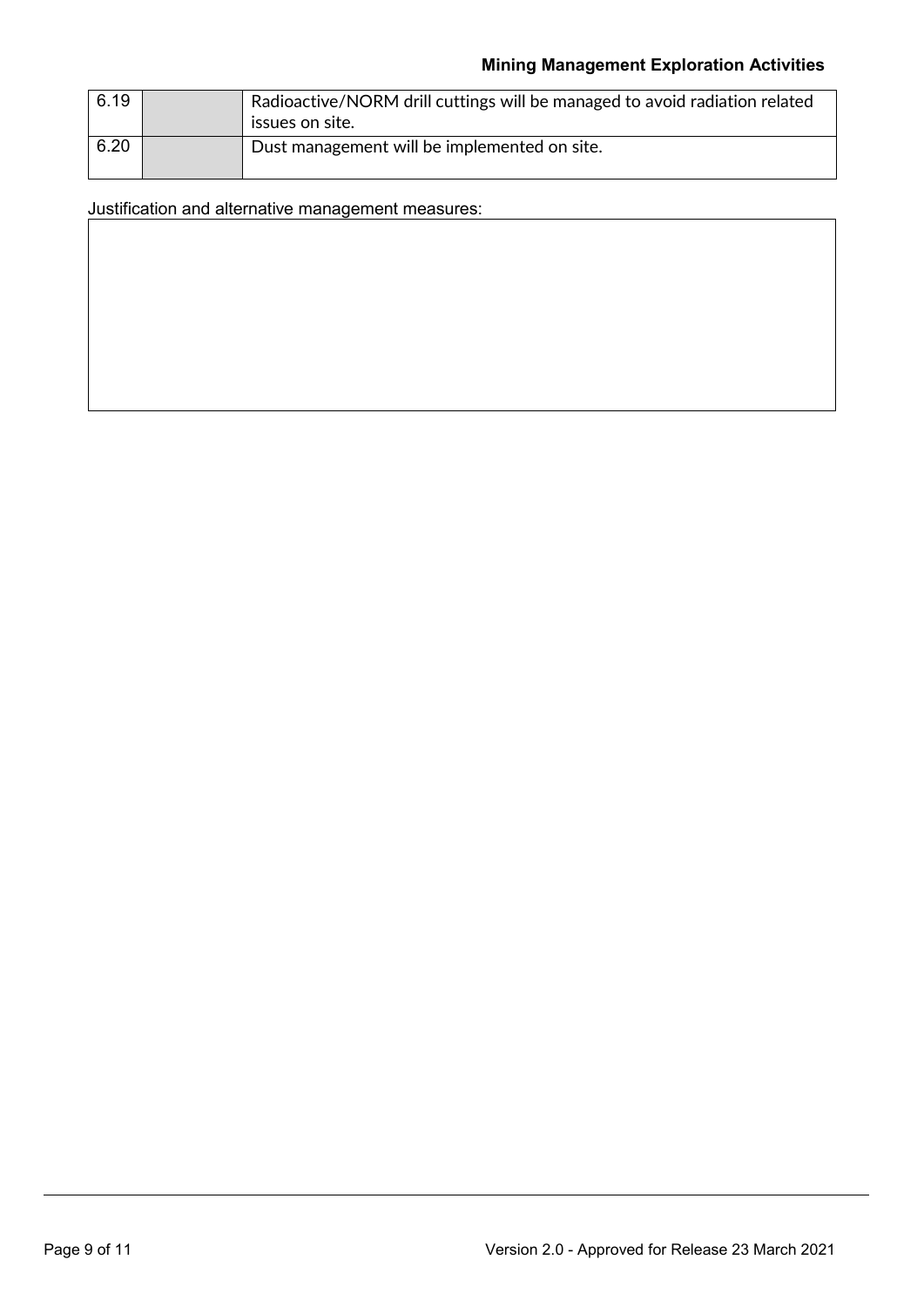| | | |
|---|---|---|
| 6.19 | | Radioactive/NORM drill cuttings will be managed to avoid radiation related issues on site. |
| 6.20 | | Dust management will be implemented on site. |

Justification and alternative management measures:

| |
|---|
| |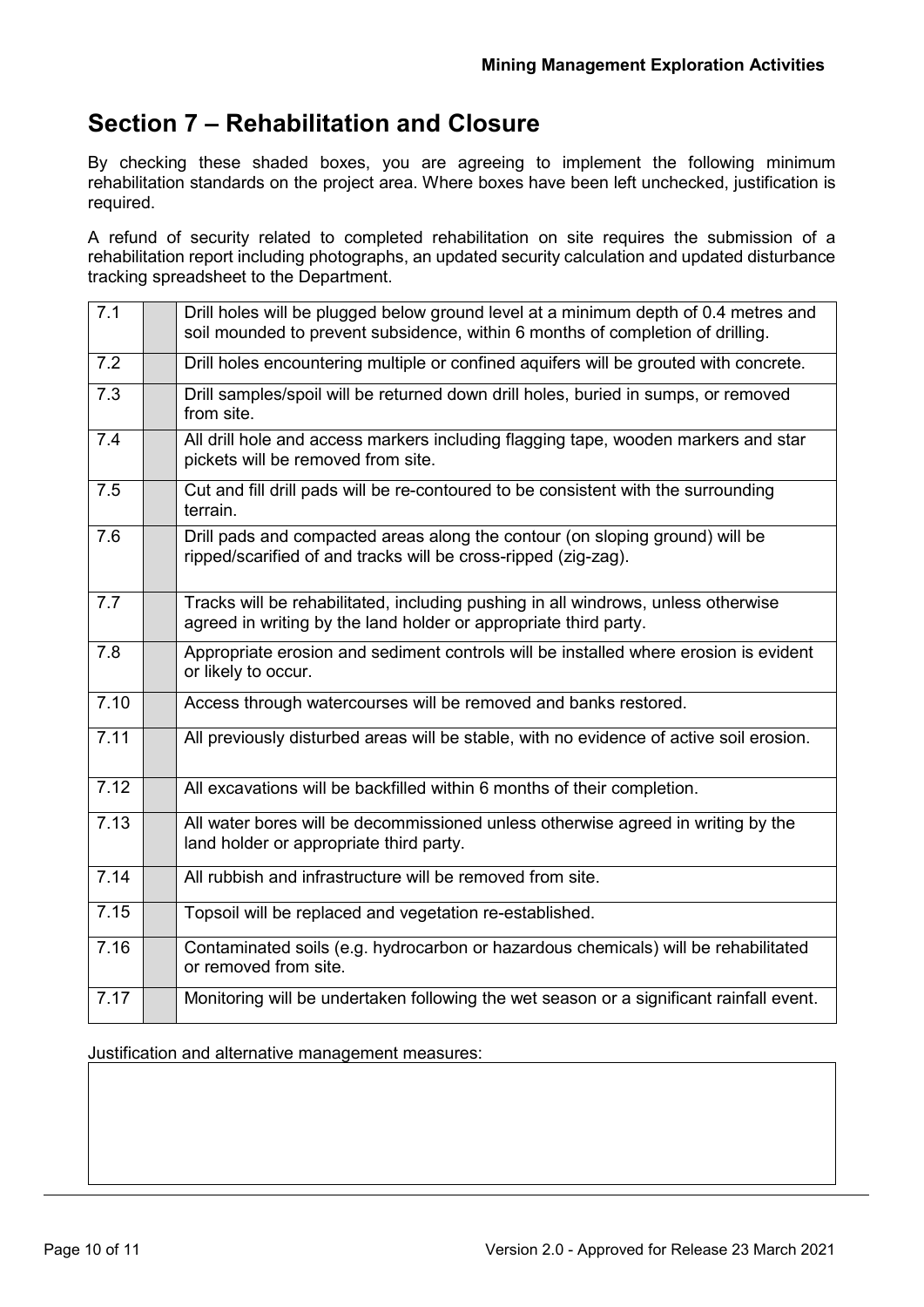## Section 7 – Rehabilitation and Closure

By checking these shaded boxes, you are agreeing to implement the following minimum rehabilitation standards on the project area. Where boxes have been left unchecked, justification is required.

A refund of security related to completed rehabilitation on site requires the submission of a rehabilitation report including photographs, an updated security calculation and updated disturbance tracking spreadsheet to the Department.

| | | |
|---|---|---|
| 7.1 | | Drill holes will be plugged below ground level at a minimum depth of 0.4 metres and soil mounded to prevent subsidence, within 6 months of completion of drilling. |
| 7.2 | | Drill holes encountering multiple or confined aquifers will be grouted with concrete. |
| 7.3 | | Drill samples/spoil will be returned down drill holes, buried in sumps, or removed from site. |
| 7.4 | | All drill hole and access markers including flagging tape, wooden markers and star pickets will be removed from site. |
| 7.5 | | Cut and fill drill pads will be re-contoured to be consistent with the surrounding terrain. |
| 7.6 | | Drill pads and compacted areas along the contour (on sloping ground) will be ripped/scarified of and tracks will be cross-ripped (zig-zag). |
| 7.7 | | Tracks will be rehabilitated, including pushing in all windrows, unless otherwise agreed in writing by the land holder or appropriate third party. |
| 7.8 | | Appropriate erosion and sediment controls will be installed where erosion is evident or likely to occur. |
| 7.10 | | Access through watercourses will be removed and banks restored. |
| 7.11 | | All previously disturbed areas will be stable, with no evidence of active soil erosion. |
| 7.12 | | All excavations will be backfilled within 6 months of their completion. |
| 7.13 | | All water bores will be decommissioned unless otherwise agreed in writing by the land holder or appropriate third party. |
| 7.14 | | All rubbish and infrastructure will be removed from site. |
| 7.15 | | Topsoil will be replaced and vegetation re-established. |
| 7.16 | | Contaminated soils (e.g. hydrocarbon or hazardous chemicals) will be rehabilitated or removed from site. |
| 7.17 | | Monitoring will be undertaken following the wet season or a significant rainfall event. |

Justification and alternative management measures:

| |
|---|
| |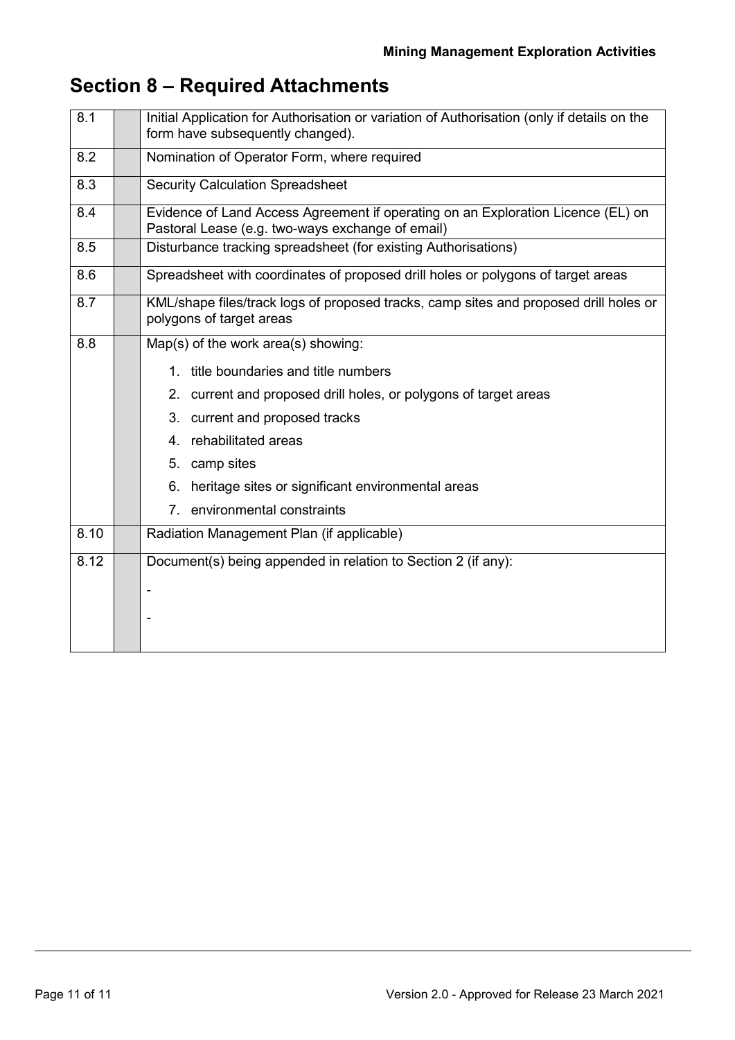# Section 8 – Required Attachments

| | | |
|---|---|---|
| 8.1 | | Initial Application for Authorisation or variation of Authorisation (only if details on the form have subsequently changed). |
| 8.2 | | Nomination of Operator Form, where required |
| 8.3 | | Security Calculation Spreadsheet |
| 8.4 | | Evidence of Land Access Agreement if operating on an Exploration Licence (EL) on Pastoral Lease (e.g. two-ways exchange of email) |
| 8.5 | | Disturbance tracking spreadsheet (for existing Authorisations) |
| 8.6 | | Spreadsheet with coordinates of proposed drill holes or polygons of target areas |
| 8.7 | | KML/shape files/track logs of proposed tracks, camp sites and proposed drill holes or polygons of target areas |
| 8.8 | | Map(s) of the work area(s) showing:<br>1. title boundaries and title numbers<br>2. current and proposed drill holes, or polygons of target areas<br>3. current and proposed tracks<br>4. rehabilitated areas<br>5. camp sites<br>6. heritage sites or significant environmental areas<br>7. environmental constraints |
| 8.10 | | Radiation Management Plan (if applicable) |
| 8.12 | | Document(s) being appended in relation to Section 2 (if any):<br>-<br>- |